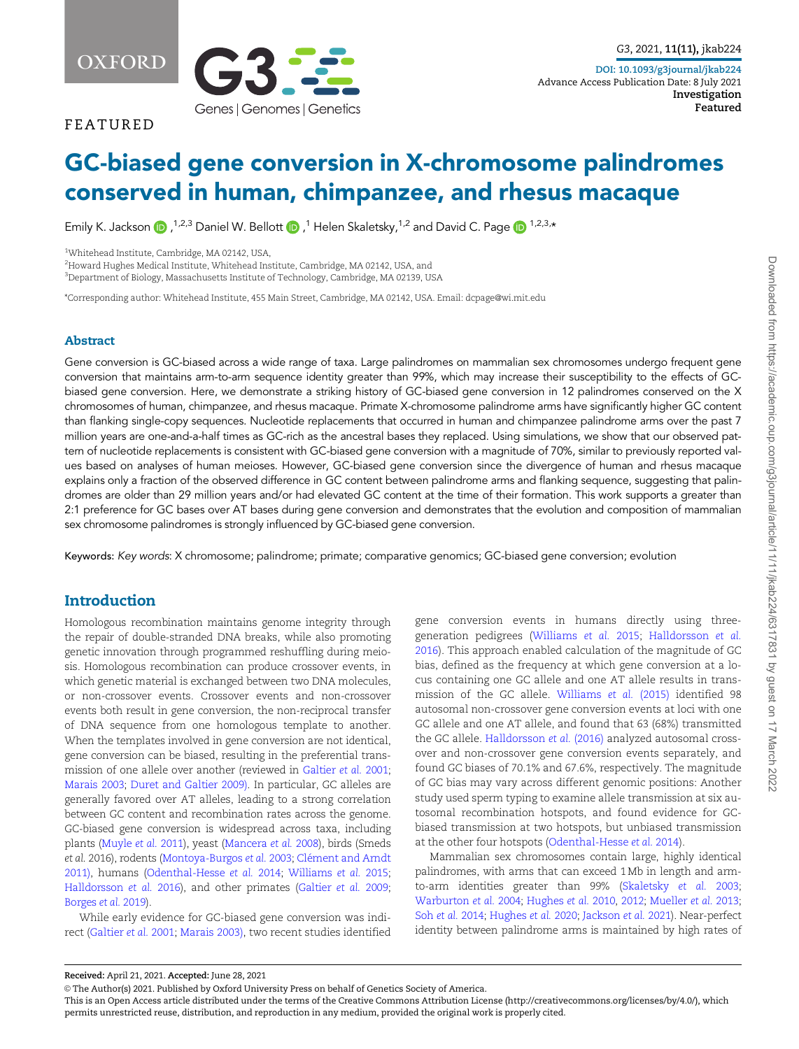FEATURED

# GC-biased gene conversion in X-chromosome palindromes conserved in human, chimpanzee, and rhesus macaque

Emily K. Jackson [1,2,3] Daniel W. Bellott [1] Helen Skaletsky,[1,2] and David C. Page [1,2,3,*]

[1]Whitehead Institute, Cambridge, MA 02142, USA,
[2]Howard Hughes Medical Institute, Whitehead Institute, Cambridge, MA 02142, USA, and
[3]Department of Biology, Massachusetts Institute of Technology, Cambridge, MA 02139, USA

*Corresponding author: Whitehead Institute, 455 Main Street, Cambridge, MA 02142, USA. Email: dcpage@wi.mit.edu

## Abstract

Gene conversion is GC-biased across a wide range of taxa. Large palindromes on mammalian sex chromosomes undergo frequent gene conversion that maintains arm-to-arm sequence identity greater than 99%, which may increase their susceptibility to the effects of GC-biased gene conversion. Here, we demonstrate a striking history of GC-biased gene conversion in 12 palindromes conserved on the X chromosomes of human, chimpanzee, and rhesus macaque. Primate X-chromosome palindrome arms have significantly higher GC content than flanking single-copy sequences. Nucleotide replacements that occurred in human and chimpanzee palindrome arms over the past 7 million years are one-and-a-half times as GC-rich as the ancestral bases they replaced. Using simulations, we show that our observed pattern of nucleotide replacements is consistent with GC-biased gene conversion with a magnitude of 70%, similar to previously reported values based on analyses of human meioses. However, GC-biased gene conversion since the divergence of human and rhesus macaque explains only a fraction of the observed difference in GC content between palindrome arms and flanking sequence, suggesting that palindromes are older than 29 million years and/or had elevated GC content at the time of their formation. This work supports a greater than 2:1 preference for GC bases over AT bases during gene conversion and demonstrates that the evolution and composition of mammalian sex chromosome palindromes is strongly influenced by GC-biased gene conversion.

**Keywords:** *Key words*: X chromosome; palindrome; primate; comparative genomics; GC-biased gene conversion; evolution

## Introduction

Homologous recombination maintains genome integrity through the repair of double-stranded DNA breaks, while also promoting genetic innovation through programmed reshuffling during meiosis. Homologous recombination can produce crossover events, in which genetic material is exchanged between two DNA molecules, or non-crossover events. Crossover events and non-crossover events both result in gene conversion, the non-reciprocal transfer of DNA sequence from one homologous template to another. When the templates involved in gene conversion are not identical, gene conversion can be biased, resulting in the preferential transmission of one allele over another (reviewed in Galtier *et al.* 2001; Marais 2003; Duret and Galtier 2009). In particular, GC alleles are generally favored over AT alleles, leading to a strong correlation between GC content and recombination rates across the genome. GC-biased gene conversion is widespread across taxa, including plants (Muyle *et al.* 2011), yeast (Mancera *et al.* 2008), birds (Smeds *et al.* 2016), rodents (Montoya-Burgos *et al.* 2003; Clément and Arndt 2011), humans (Odenthal-Hesse *et al.* 2014; Williams *et al.* 2015; Halldorsson *et al.* 2016), and other primates (Galtier *et al.* 2009; Borges *et al.* 2019).

While early evidence for GC-biased gene conversion was indirect (Galtier *et al.* 2001; Marais 2003), two recent studies identified gene conversion events in humans directly using three-generation pedigrees (Williams *et al.* 2015; Halldorsson *et al.* 2016). This approach enabled calculation of the magnitude of GC bias, defined as the frequency at which gene conversion at a locus containing one GC allele and one AT allele results in transmission of the GC allele. Williams *et al.* (2015) identified 98 autosomal non-crossover gene conversion events at loci with one GC allele and one AT allele, and found that 63 (68%) transmitted the GC allele. Halldorsson *et al.* (2016) analyzed autosomal crossover and non-crossover gene conversion events separately, and found GC biases of 70.1% and 67.6%, respectively. The magnitude of GC bias may vary across different genomic positions: Another study used sperm typing to examine allele transmission at six autosomal recombination hotspots, and found evidence for GC-biased transmission at two hotspots, but unbiased transmission at the other four hotspots (Odenthal-Hesse *et al.* 2014).

Mammalian sex chromosomes contain large, highly identical palindromes, with arms that can exceed 1 Mb in length and arm-to-arm identities greater than 99% (Skaletsky *et al.* 2003; Warburton *et al.* 2004; Hughes *et al.* 2010, 2012; Mueller *et al.* 2013; Soh *et al.* 2014; Hughes *et al.* 2020; Jackson *et al.* 2021). Near-perfect identity between palindrome arms is maintained by high rates of

**Received:** April 21, 2021. **Accepted:** June 28, 2021
© The Author(s) 2021. Published by Oxford University Press on behalf of Genetics Society of America.
This is an Open Access article distributed under the terms of the Creative Commons Attribution License (http://creativecommons.org/licenses/by/4.0/), which permits unrestricted reuse, distribution, and reproduction in any medium, provided the original work is properly cited.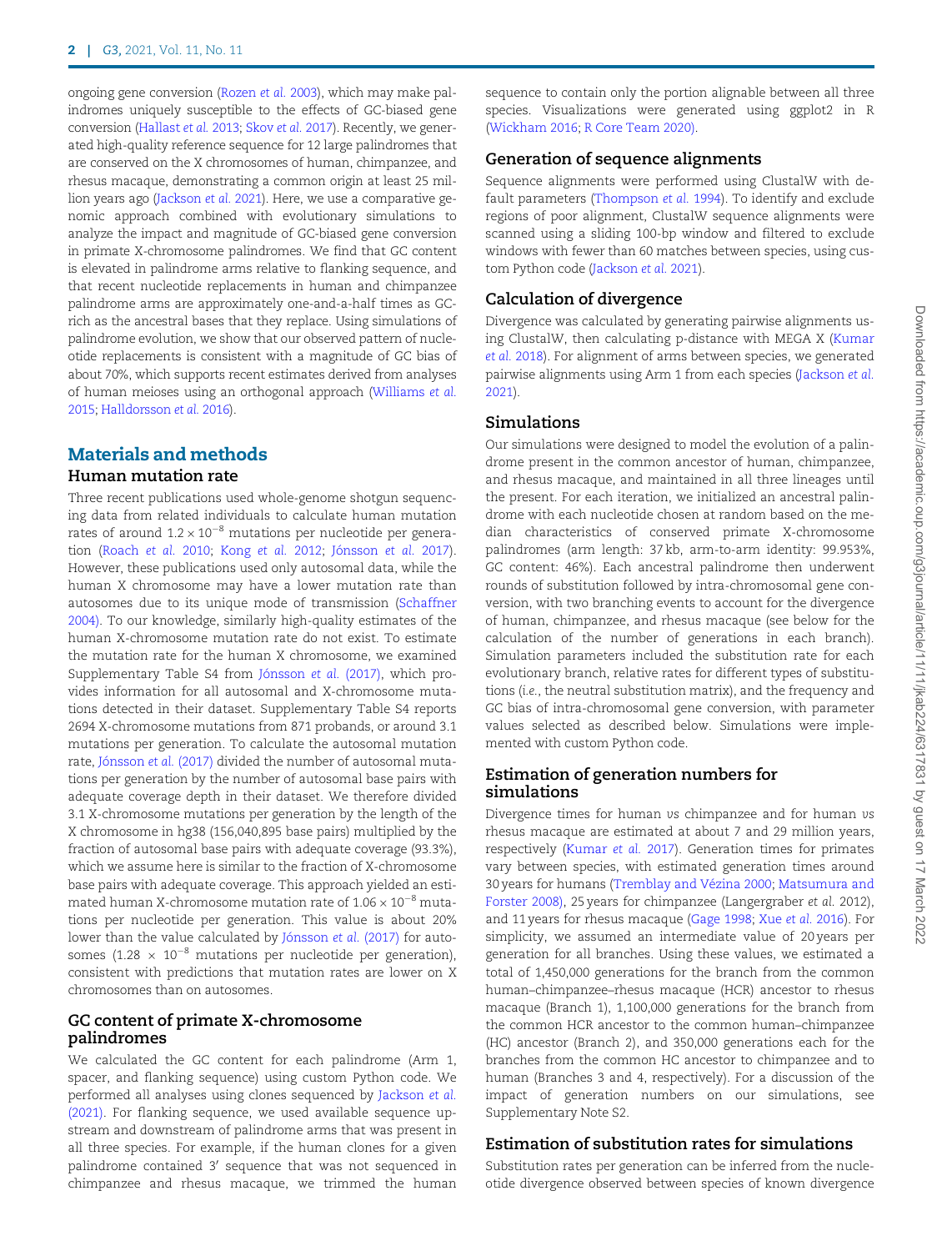ongoing gene conversion (Rozen *et al.* 2003), which may make palindromes uniquely susceptible to the effects of GC-biased gene conversion (Hallast *et al.* 2013; Skov *et al.* 2017). Recently, we generated high-quality reference sequence for 12 large palindromes that are conserved on the X chromosomes of human, chimpanzee, and rhesus macaque, demonstrating a common origin at least 25 million years ago (Jackson *et al.* 2021). Here, we use a comparative genomic approach combined with evolutionary simulations to analyze the impact and magnitude of GC-biased gene conversion in primate X-chromosome palindromes. We find that GC content is elevated in palindrome arms relative to flanking sequence, and that recent nucleotide replacements in human and chimpanzee palindrome arms are approximately one-and-a-half times as GC-rich as the ancestral bases that they replace. Using simulations of palindrome evolution, we show that our observed pattern of nucleotide replacements is consistent with a magnitude of GC bias of about 70%, which supports recent estimates derived from analyses of human meioses using an orthogonal approach (Williams *et al.* 2015; Halldorsson *et al.* 2016).

## Materials and methods

### Human mutation rate

Three recent publications used whole-genome shotgun sequencing data from related individuals to calculate human mutation rates of around $1.2 \times 10^{-8}$ mutations per nucleotide per generation (Roach *et al.* 2010; Kong *et al.* 2012; Jónsson *et al.* 2017). However, these publications used only autosomal data, while the human X chromosome may have a lower mutation rate than autosomes due to its unique mode of transmission (Schaffner 2004). To our knowledge, similarly high-quality estimates of the human X-chromosome mutation rate do not exist. To estimate the mutation rate for the human X chromosome, we examined Supplementary Table S4 from Jónsson *et al.* (2017), which provides information for all autosomal and X-chromosome mutations detected in their dataset. Supplementary Table S4 reports 2694 X-chromosome mutations from 871 probands, or around 3.1 mutations per generation. To calculate the autosomal mutation rate, Jónsson *et al.* (2017) divided the number of autosomal mutations per generation by the number of autosomal base pairs with adequate coverage depth in their dataset. We therefore divided 3.1 X-chromosome mutations per generation by the length of the X chromosome in hg38 (156,040,895 base pairs) multiplied by the fraction of autosomal base pairs with adequate coverage (93.3%), which we assume here is similar to the fraction of X-chromosome base pairs with adequate coverage. This approach yielded an estimated human X-chromosome mutation rate of $1.06 \times 10^{-8}$ mutations per nucleotide per generation. This value is about 20% lower than the value calculated by Jónsson *et al.* (2017) for autosomes ($1.28 \times 10^{-8}$ mutations per nucleotide per generation), consistent with predictions that mutation rates are lower on X chromosomes than on autosomes.

### GC content of primate X-chromosome palindromes

We calculated the GC content for each palindrome (Arm 1, spacer, and flanking sequence) using custom Python code. We performed all analyses using clones sequenced by Jackson *et al.* (2021). For flanking sequence, we used available sequence upstream and downstream of palindrome arms that was present in all three species. For example, if the human clones for a given palindrome contained 3′ sequence that was not sequenced in chimpanzee and rhesus macaque, we trimmed the human sequence to contain only the portion alignable between all three species. Visualizations were generated using ggplot2 in R (Wickham 2016; R Core Team 2020).

### Generation of sequence alignments

Sequence alignments were performed using ClustalW with default parameters (Thompson *et al.* 1994). To identify and exclude regions of poor alignment, ClustalW sequence alignments were scanned using a sliding 100-bp window and filtered to exclude windows with fewer than 60 matches between species, using custom Python code (Jackson *et al.* 2021).

### Calculation of divergence

Divergence was calculated by generating pairwise alignments using ClustalW, then calculating p-distance with MEGA X (Kumar *et al.* 2018). For alignment of arms between species, we generated pairwise alignments using Arm 1 from each species (Jackson *et al.* 2021).

### Simulations

Our simulations were designed to model the evolution of a palindrome present in the common ancestor of human, chimpanzee, and rhesus macaque, and maintained in all three lineages until the present. For each iteration, we initialized an ancestral palindrome with each nucleotide chosen at random based on the median characteristics of conserved primate X-chromosome palindromes (arm length: 37 kb, arm-to-arm identity: 99.953%, GC content: 46%). Each ancestral palindrome then underwent rounds of substitution followed by intra-chromosomal gene conversion, with two branching events to account for the divergence of human, chimpanzee, and rhesus macaque (see below for the calculation of the number of generations in each branch). Simulation parameters included the substitution rate for each evolutionary branch, relative rates for different types of substitutions (*i.e.*, the neutral substitution matrix), and the frequency and GC bias of intra-chromosomal gene conversion, with parameter values selected as described below. Simulations were implemented with custom Python code.

### Estimation of generation numbers for simulations

Divergence times for human *vs* chimpanzee and for human *vs* rhesus macaque are estimated at about 7 and 29 million years, respectively (Kumar *et al.* 2017). Generation times for primates vary between species, with estimated generation times around 30 years for humans (Tremblay and Vézina 2000; Matsumura and Forster 2008), 25 years for chimpanzee (Langergraber *et al.* 2012), and 11 years for rhesus macaque (Gage 1998; Xue *et al.* 2016). For simplicity, we assumed an intermediate value of 20 years per generation for all branches. Using these values, we estimated a total of 1,450,000 generations for the branch from the common human–chimpanzee–rhesus macaque (HCR) ancestor to rhesus macaque (Branch 1), 1,100,000 generations for the branch from the common HCR ancestor to the common human–chimpanzee (HC) ancestor (Branch 2), and 350,000 generations each for the branches from the common HC ancestor to chimpanzee and to human (Branches 3 and 4, respectively). For a discussion of the impact of generation numbers on our simulations, see Supplementary Note S2.

### Estimation of substitution rates for simulations

Substitution rates per generation can be inferred from the nucleotide divergence observed between species of known divergence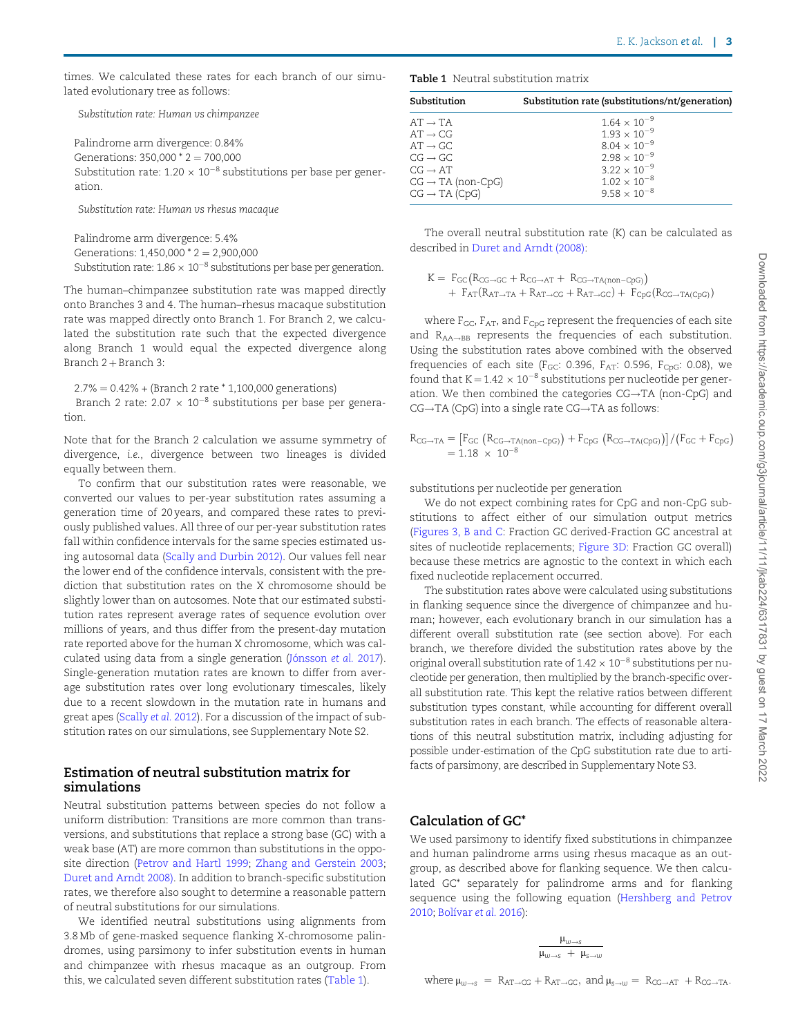times. We calculated these rates for each branch of our simulated evolutionary tree as follows:

*Substitution rate: Human vs chimpanzee*

Palindrome arm divergence: 0.84%
Generations: 350,000 * 2 = 700,000
Substitution rate: $1.20 \times 10^{-8}$ substitutions per base per generation.

*Substitution rate: Human vs rhesus macaque*

Palindrome arm divergence: 5.4%
Generations: 1,450,000 * 2 = 2,900,000
Substitution rate: $1.86 \times 10^{-8}$ substitutions per base per generation.

The human–chimpanzee substitution rate was mapped directly onto Branches 3 and 4. The human–rhesus macaque substitution rate was mapped directly onto Branch 1. For Branch 2, we calculated the substitution rate such that the expected divergence along Branch 1 would equal the expected divergence along Branch 2 + Branch 3:

2.7% = 0.42% + (Branch 2 rate * 1,100,000 generations)
Branch 2 rate: $2.07 \times 10^{-8}$ substitutions per base per generation.

Note that for the Branch 2 calculation we assume symmetry of divergence, *i.e.*, divergence between two lineages is divided equally between them.

To confirm that our substitution rates were reasonable, we converted our values to per-year substitution rates assuming a generation time of 20 years, and compared these rates to previously published values. All three of our per-year substitution rates fall within confidence intervals for the same species estimated using autosomal data (Scally and Durbin 2012). Our values fell near the lower end of the confidence intervals, consistent with the prediction that substitution rates on the X chromosome should be slightly lower than on autosomes. Note that our estimated substitution rates represent average rates of sequence evolution over millions of years, and thus differ from the present-day mutation rate reported above for the human X chromosome, which was calculated using data from a single generation (Jónsson *et al.* 2017). Single-generation mutation rates are known to differ from average substitution rates over long evolutionary timescales, likely due to a recent slowdown in the mutation rate in humans and great apes (Scally *et al.* 2012). For a discussion of the impact of substitution rates on our simulations, see Supplementary Note S2.

## Estimation of neutral substitution matrix for simulations

Neutral substitution patterns between species do not follow a uniform distribution: Transitions are more common than transversions, and substitutions that replace a strong base (GC) with a weak base (AT) are more common than substitutions in the opposite direction (Petrov and Hartl 1999; Zhang and Gerstein 2003; Duret and Arndt 2008). In addition to branch-specific substitution rates, we therefore also sought to determine a reasonable pattern of neutral substitutions for our simulations.

We identified neutral substitutions using alignments from 3.8 Mb of gene-masked sequence flanking X-chromosome palindromes, using parsimony to infer substitution events in human and chimpanzee with rhesus macaque as an outgroup. From this, we calculated seven different substitution rates (Table 1).

**Table 1** Neutral substitution matrix

| Substitution | Substitution rate (substitutions/nt/generation) |
|---|---|
| AT → TA | $1.64 \times 10^{-9}$ |
| AT → CG | $1.93 \times 10^{-9}$ |
| AT → GC | $8.04 \times 10^{-9}$ |
| CG → GC | $2.98 \times 10^{-9}$ |
| CG → AT | $3.22 \times 10^{-9}$ |
| CG → TA (non-CpG) | $1.02 \times 10^{-8}$ |
| CG → TA (CpG) | $9.58 \times 10^{-8}$ |

The overall neutral substitution rate (K) can be calculated as described in Duret and Arndt (2008):

$$K = F_{GC}\left(R_{CG\to GC} + R_{CG\to AT} + R_{CG\to TA(non-CpG)}\right) + F_{AT}\left(R_{AT\to TA} + R_{AT\to CG} + R_{AT\to GC}\right) + F_{CpG}\left(R_{CG\to TA(CpG)}\right)$$

where $F_{GC}$, $F_{AT}$, and $F_{CpG}$ represent the frequencies of each site and $R_{AA\to BB}$ represents the frequencies of each substitution. Using the substitution rates above combined with the observed frequencies of each site ($F_{GC}$: 0.396, $F_{AT}$: 0.596, $F_{CpG}$: 0.08), we found that $K = 1.42 \times 10^{-8}$ substitutions per nucleotide per generation. We then combined the categories CG→TA (non-CpG) and CG→TA (CpG) into a single rate CG→TA as follows:

$$R_{CG\to TA} = \left[F_{GC}\left(R_{CG\to TA(non-CpG)}\right) + F_{CpG}\left(R_{CG\to TA(CpG)}\right)\right] / \left(F_{GC} + F_{CpG}\right) = 1.18 \times 10^{-8}$$

substitutions per nucleotide per generation

We do not expect combining rates for CpG and non-CpG substitutions to affect either of our simulation output metrics (Figures 3, B and C: Fraction GC derived-Fraction GC ancestral at sites of nucleotide replacements; Figure 3D: Fraction GC overall) because these metrics are agnostic to the context in which each fixed nucleotide replacement occurred.

The substitution rates above were calculated using substitutions in flanking sequence since the divergence of chimpanzee and human; however, each evolutionary branch in our simulation has a different overall substitution rate (see section above). For each branch, we therefore divided the substitution rates above by the original overall substitution rate of $1.42 \times 10^{-8}$ substitutions per nucleotide per generation, then multiplied by the branch-specific overall substitution rate. This kept the relative ratios between different substitution types constant, while accounting for different overall substitution rates in each branch. The effects of reasonable alterations of this neutral substitution matrix, including adjusting for possible under-estimation of the CpG substitution rate due to artifacts of parsimony, are described in Supplementary Note S3.

## Calculation of GC*

We used parsimony to identify fixed substitutions in chimpanzee and human palindrome arms using rhesus macaque as an outgroup, as described above for flanking sequence. We then calculated GC* separately for palindrome arms and for flanking sequence using the following equation (Hershberg and Petrov 2010; Bolívar *et al.* 2016):

$$\frac{\mu_{w\to s}}{\mu_{w\to s} + \mu_{s\to w}}$$

where $\mu_{w\to s} = R_{AT\to CG} + R_{AT\to GC}$, and $\mu_{s\to w} = R_{CG\to AT} + R_{CG\to TA}$.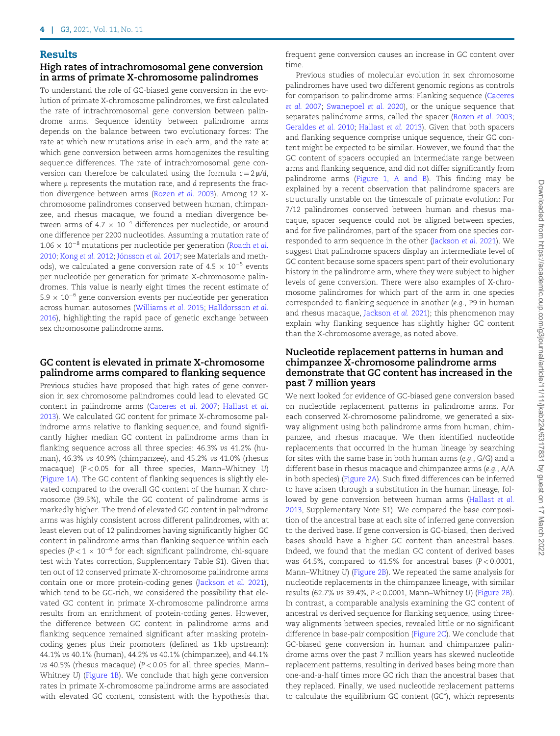## Results

### High rates of intrachromosomal gene conversion in arms of primate X-chromosome palindromes

To understand the role of GC-biased gene conversion in the evolution of primate X-chromosome palindromes, we first calculated the rate of intrachromosomal gene conversion between palindrome arms. Sequence identity between palindrome arms depends on the balance between two evolutionary forces: The rate at which new mutations arise in each arm, and the rate at which gene conversion between arms homogenizes the resulting sequence differences. The rate of intrachromosomal gene conversion can therefore be calculated using the formula $c = 2\mu/d$, where $\mu$ represents the mutation rate, and $d$ represents the fraction divergence between arms (Rozen *et al.* 2003). Among 12 X-chromosome palindromes conserved between human, chimpanzee, and rhesus macaque, we found a median divergence between arms of $4.7 \times 10^{-4}$ differences per nucleotide, or around one difference per 2200 nucleotides. Assuming a mutation rate of $1.06 \times 10^{-8}$ mutations per nucleotide per generation (Roach *et al.* 2010; Kong *et al.* 2012; Jónsson *et al.* 2017; see Materials and methods), we calculated a gene conversion rate of $4.5 \times 10^{-5}$ events per nucleotide per generation for primate X-chromosome palindromes. This value is nearly eight times the recent estimate of $5.9 \times 10^{-6}$ gene conversion events per nucleotide per generation across human autosomes (Williams *et al.* 2015; Halldorsson *et al.* 2016), highlighting the rapid pace of genetic exchange between sex chromosome palindrome arms.

### GC content is elevated in primate X-chromosome palindrome arms compared to flanking sequence

Previous studies have proposed that high rates of gene conversion in sex chromosome palindromes could lead to elevated GC content in palindrome arms (Caceres *et al.* 2007; Hallast *et al.* 2013). We calculated GC content for primate X-chromosome palindrome arms relative to flanking sequence, and found significantly higher median GC content in palindrome arms than in flanking sequence across all three species: 46.3% *vs* 41.2% (human), 46.3% *vs* 40.9% (chimpanzee), and 45.2% *vs* 41.0% (rhesus macaque) ($P < 0.05$ for all three species, Mann–Whitney *U*) (Figure 1A). The GC content of flanking sequences is slightly elevated compared to the overall GC content of the human X chromosome (39.5%), while the GC content of palindrome arms is markedly higher. The trend of elevated GC content in palindrome arms was highly consistent across different palindromes, with at least eleven out of 12 palindromes having significantly higher GC content in palindrome arms than flanking sequence within each species ($P < 1 \times 10^{-6}$ for each significant palindrome, chi-square test with Yates correction, Supplementary Table S1). Given that ten out of 12 conserved primate X-chromosome palindrome arms contain one or more protein-coding genes (Jackson *et al.* 2021), which tend to be GC-rich, we considered the possibility that elevated GC content in primate X-chromosome palindrome arms results from an enrichment of protein-coding genes. However, the difference between GC content in palindrome arms and flanking sequence remained significant after masking protein-coding genes plus their promoters (defined as 1 kb upstream): 44.1% *vs* 40.1% (human), 44.2% *vs* 40.1% (chimpanzee), and 44.1% *vs* 40.5% (rhesus macaque) ($P < 0.05$ for all three species, Mann–Whitney *U*) (Figure 1B). We conclude that high gene conversion rates in primate X-chromosome palindrome arms are associated with elevated GC content, consistent with the hypothesis that frequent gene conversion causes an increase in GC content over time.

Previous studies of molecular evolution in sex chromosome palindromes have used two different genomic regions as controls for comparison to palindrome arms: Flanking sequence (Caceres *et al.* 2007; Swanepoel *et al.* 2020), or the unique sequence that separates palindrome arms, called the spacer (Rozen *et al.* 2003; Geraldes *et al.* 2010; Hallast *et al.* 2013). Given that both spacers and flanking sequence comprise unique sequence, their GC content might be expected to be similar. However, we found that the GC content of spacers occupied an intermediate range between arms and flanking sequence, and did not differ significantly from palindrome arms (Figure 1, A and B). This finding may be explained by a recent observation that palindrome spacers are structurally unstable on the timescale of primate evolution: For 7/12 palindromes conserved between human and rhesus macaque, spacer sequence could not be aligned between species, and for five palindromes, part of the spacer from one species corresponded to arm sequence in the other (Jackson *et al.* 2021). We suggest that palindrome spacers display an intermediate level of GC content because some spacers spent part of their evolutionary history in the palindrome arm, where they were subject to higher levels of gene conversion. There were also examples of X-chromosome palindromes for which part of the arm in one species corresponded to flanking sequence in another (*e.g.*, P9 in human and rhesus macaque, Jackson *et al.* 2021); this phenomenon may explain why flanking sequence has slightly higher GC content than the X-chromosome average, as noted above.

### Nucleotide replacement patterns in human and chimpanzee X-chromosome palindrome arms demonstrate that GC content has increased in the past 7 million years

We next looked for evidence of GC-biased gene conversion based on nucleotide replacement patterns in palindrome arms. For each conserved X-chromosome palindrome, we generated a six-way alignment using both palindrome arms from human, chimpanzee, and rhesus macaque. We then identified nucleotide replacements that occurred in the human lineage by searching for sites with the same base in both human arms (*e.g.*, G/G) and a different base in rhesus macaque and chimpanzee arms (*e.g.*, A/A in both species) (Figure 2A). Such fixed differences can be inferred to have arisen through a substitution in the human lineage, followed by gene conversion between human arms (Hallast *et al.* 2013, Supplementary Note S1). We compared the base composition of the ancestral base at each site of inferred gene conversion to the derived base. If gene conversion is GC-biased, then derived bases should have a higher GC content than ancestral bases. Indeed, we found that the median GC content of derived bases was 64.5%, compared to 41.5% for ancestral bases ($P < 0.0001$, Mann–Whitney *U*) (Figure 2B). We repeated the same analysis for nucleotide replacements in the chimpanzee lineage, with similar results (62.7% *vs* 39.4%, $P < 0.0001$, Mann–Whitney *U*) (Figure 2B). In contrast, a comparable analysis examining the GC content of ancestral *vs* derived sequence for flanking sequence, using three-way alignments between species, revealed little or no significant difference in base-pair composition (Figure 2C). We conclude that GC-biased gene conversion in human and chimpanzee palindrome arms over the past 7 million years has skewed nucleotide replacement patterns, resulting in derived bases being more than one-and-a-half times more GC rich than the ancestral bases that they replaced. Finally, we used nucleotide replacement patterns to calculate the equilibrium GC content (GC*), which represents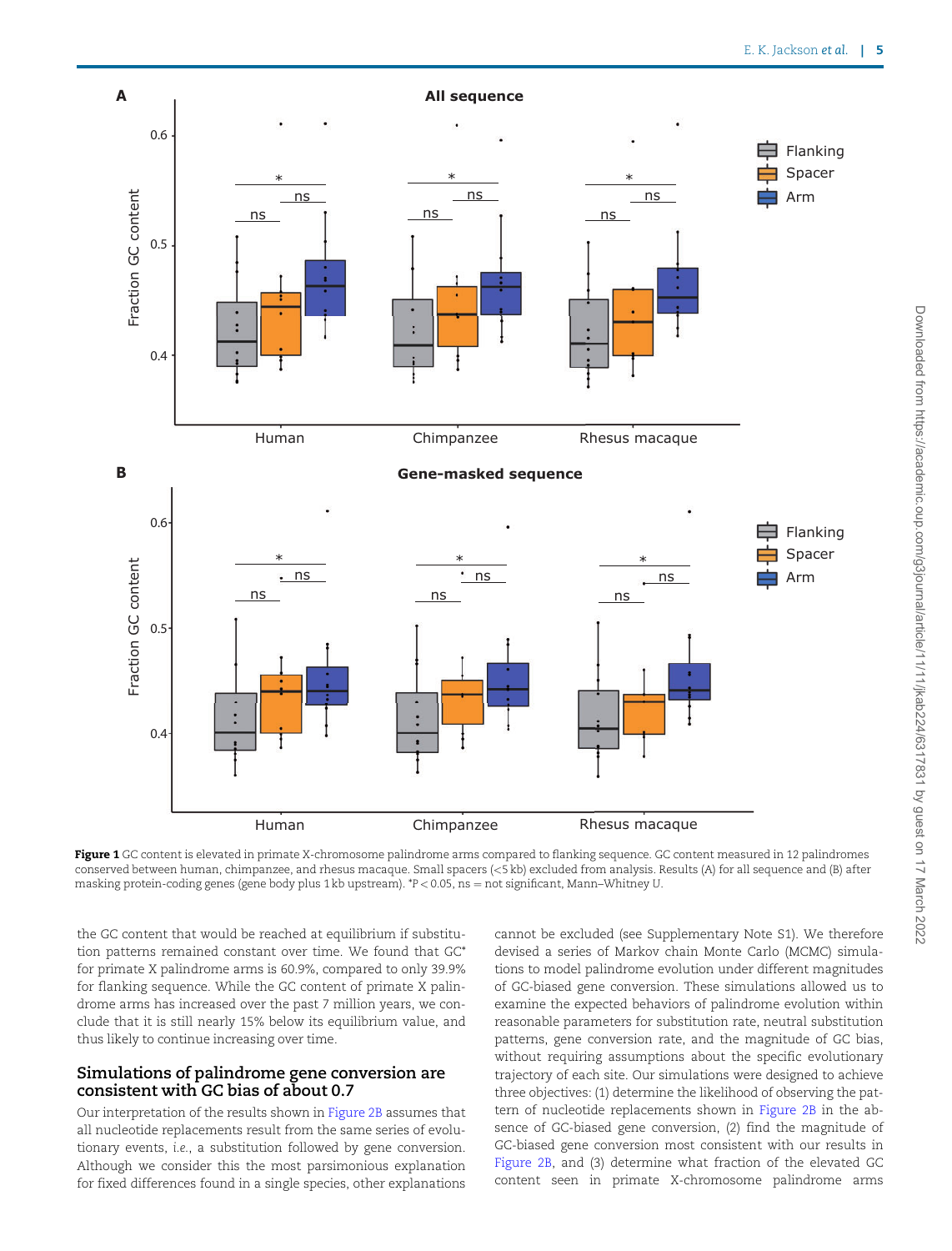**Figure 1** GC content is elevated in primate X-chromosome palindrome arms compared to flanking sequence. GC content measured in 12 palindromes conserved between human, chimpanzee, and rhesus macaque. Small spacers (<5 kb) excluded from analysis. Results (A) for all sequence and (B) after masking protein-coding genes (gene body plus 1 kb upstream). *P < 0.05, ns = not significant, Mann–Whitney U.

the GC content that would be reached at equilibrium if substitution patterns remained constant over time. We found that GC* for primate X palindrome arms is 60.9%, compared to only 39.9% for flanking sequence. While the GC content of primate X palindrome arms has increased over the past 7 million years, we conclude that it is still nearly 15% below its equilibrium value, and thus likely to continue increasing over time.

## Simulations of palindrome gene conversion are consistent with GC bias of about 0.7

Our interpretation of the results shown in Figure 2B assumes that all nucleotide replacements result from the same series of evolutionary events, *i.e.*, a substitution followed by gene conversion. Although we consider this the most parsimonious explanation for fixed differences found in a single species, other explanations cannot be excluded (see Supplementary Note S1). We therefore devised a series of Markov chain Monte Carlo (MCMC) simulations to model palindrome evolution under different magnitudes of GC-biased gene conversion. These simulations allowed us to examine the expected behaviors of palindrome evolution within reasonable parameters for substitution rate, neutral substitution patterns, gene conversion rate, and the magnitude of GC bias, without requiring assumptions about the specific evolutionary trajectory of each site. Our simulations were designed to achieve three objectives: (1) determine the likelihood of observing the pattern of nucleotide replacements shown in Figure 2B in the absence of GC-biased gene conversion, (2) find the magnitude of GC-biased gene conversion most consistent with our results in Figure 2B, and (3) determine what fraction of the elevated GC content seen in primate X-chromosome palindrome arms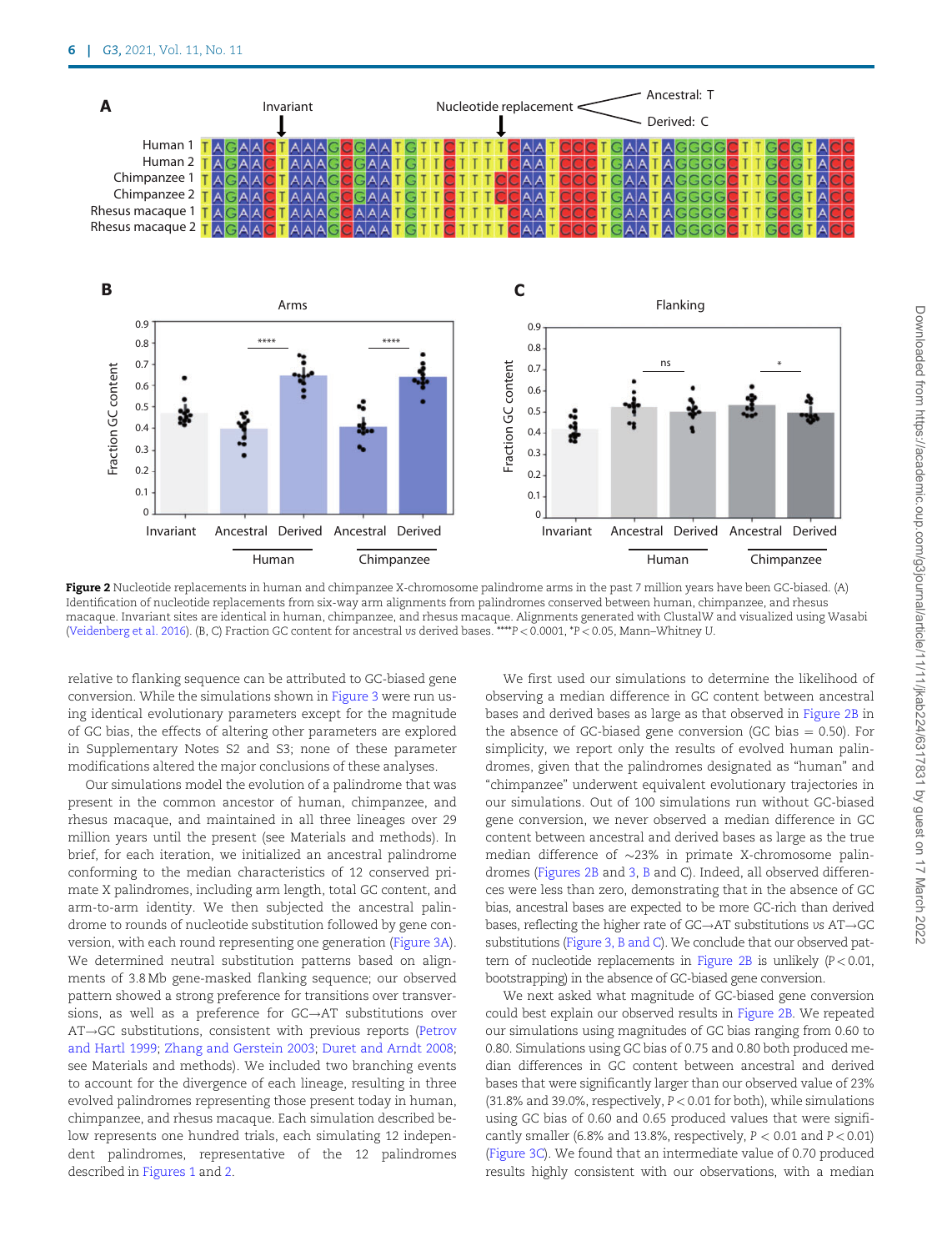**Figure 2** Nucleotide replacements in human and chimpanzee X-chromosome palindrome arms in the past 7 million years have been GC-biased. (A) Identification of nucleotide replacements from six-way arm alignments from palindromes conserved between human, chimpanzee, and rhesus macaque. Invariant sites are identical in human, chimpanzee, and rhesus macaque. Alignments generated with ClustalW and visualized using Wasabi (Veidenberg et al. 2016). (B, C) Fraction GC content for ancestral *vs* derived bases. ****$P < 0.0001$, *$P < 0.05$, Mann–Whitney *U*.

relative to flanking sequence can be attributed to GC-biased gene conversion. While the simulations shown in Figure 3 were run using identical evolutionary parameters except for the magnitude of GC bias, the effects of altering other parameters are explored in Supplementary Notes S2 and S3; none of these parameter modifications altered the major conclusions of these analyses.

Our simulations model the evolution of a palindrome that was present in the common ancestor of human, chimpanzee, and rhesus macaque, and maintained in all three lineages over 29 million years until the present (see Materials and methods). In brief, for each iteration, we initialized an ancestral palindrome conforming to the median characteristics of 12 conserved primate X palindromes, including arm length, total GC content, and arm-to-arm identity. We then subjected the ancestral palindrome to rounds of nucleotide substitution followed by gene conversion, with each round representing one generation (Figure 3A). We determined neutral substitution patterns based on alignments of 3.8 Mb gene-masked flanking sequence; our observed pattern showed a strong preference for transitions over transversions, as well as a preference for GC→AT substitutions over AT→GC substitutions, consistent with previous reports (Petrov and Hartl 1999; Zhang and Gerstein 2003; Duret and Arndt 2008; see Materials and methods). We included two branching events to account for the divergence of each lineage, resulting in three evolved palindromes representing those present today in human, chimpanzee, and rhesus macaque. Each simulation described below represents one hundred trials, each simulating 12 independent palindromes, representative of the 12 palindromes described in Figures 1 and 2.

We first used our simulations to determine the likelihood of observing a median difference in GC content between ancestral bases and derived bases as large as that observed in Figure 2B in the absence of GC-biased gene conversion (GC bias = 0.50). For simplicity, we report only the results of evolved human palindromes, given that the palindromes designated as "human" and "chimpanzee" underwent equivalent evolutionary trajectories in our simulations. Out of 100 simulations run without GC-biased gene conversion, we never observed a median difference in GC content between ancestral and derived bases as large as the true median difference of ∼23% in primate X-chromosome palindromes (Figures 2B and 3, B and C). Indeed, all observed differences were less than zero, demonstrating that in the absence of GC bias, ancestral bases are expected to be more GC-rich than derived bases, reflecting the higher rate of GC→AT substitutions *vs* AT→GC substitutions (Figure 3, B and C). We conclude that our observed pattern of nucleotide replacements in Figure 2B is unlikely ($P < 0.01$, bootstrapping) in the absence of GC-biased gene conversion.

We next asked what magnitude of GC-biased gene conversion could best explain our observed results in Figure 2B. We repeated our simulations using magnitudes of GC bias ranging from 0.60 to 0.80. Simulations using GC bias of 0.75 and 0.80 both produced median differences in GC content between ancestral and derived bases that were significantly larger than our observed value of 23% (31.8% and 39.0%, respectively, $P < 0.01$ for both), while simulations using GC bias of 0.60 and 0.65 produced values that were significantly smaller (6.8% and 13.8%, respectively, $P < 0.01$ and $P < 0.01$) (Figure 3C). We found that an intermediate value of 0.70 produced results highly consistent with our observations, with a median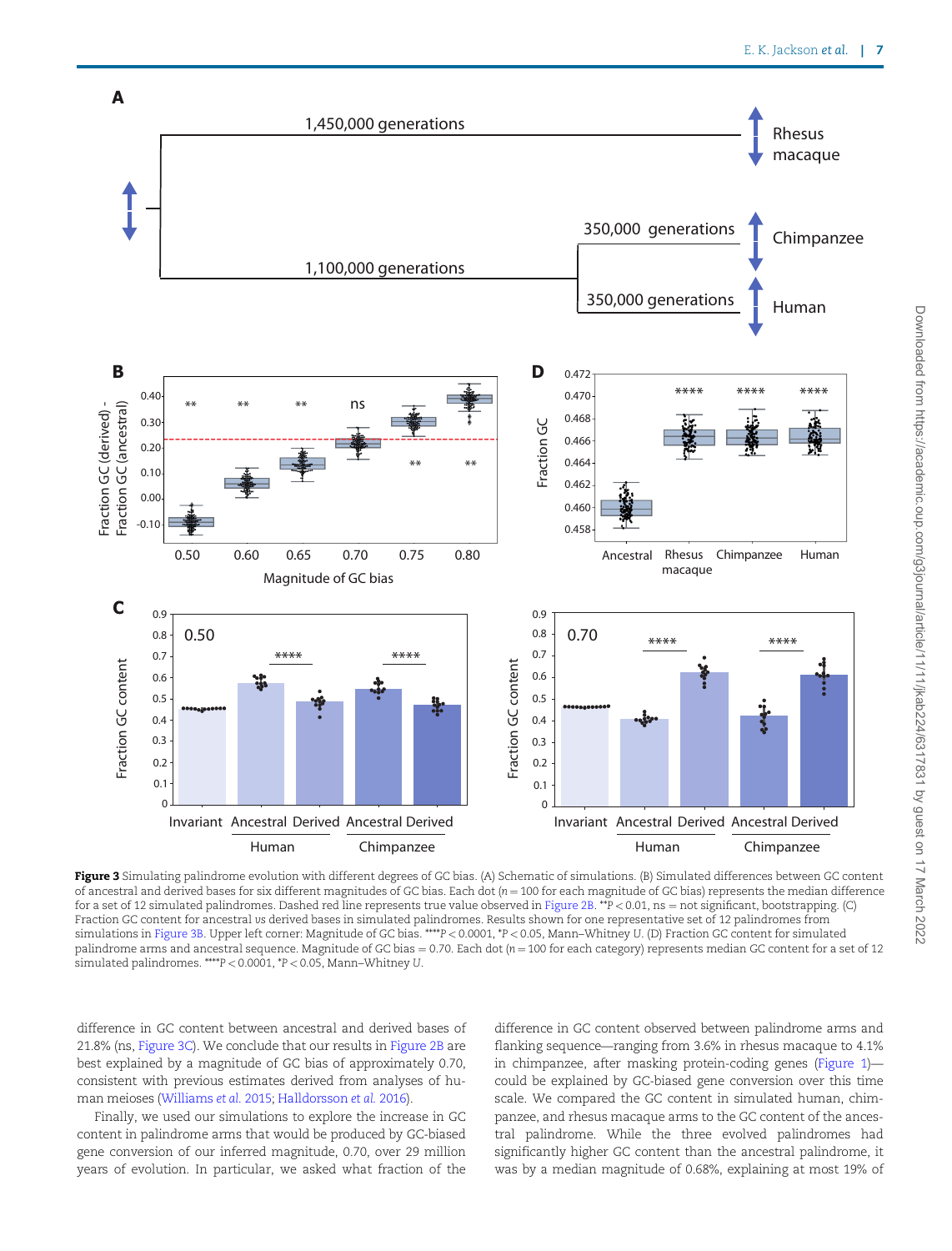**Figure 3** Simulating palindrome evolution with different degrees of GC bias. (A) Schematic of simulations. (B) Simulated differences between GC content of ancestral and derived bases for six different magnitudes of GC bias. Each dot ($n = 100$ for each magnitude of GC bias) represents the median difference for a set of 12 simulated palindromes. Dashed red line represents true value observed in Figure 2B. **$P < 0.01$, ns = not significant, bootstrapping. (C) Fraction GC content for ancestral *vs* derived bases in simulated palindromes. Results shown for one representative set of 12 palindromes from simulations in Figure 3B. Upper left corner: Magnitude of GC bias. ****$P < 0.0001$, *$P < 0.05$, Mann–Whitney *U*. (D) Fraction GC content for simulated palindrome arms and ancestral sequence. Magnitude of GC bias = 0.70. Each dot ($n = 100$ for each category) represents median GC content for a set of 12 simulated palindromes. ****$P < 0.0001$, *$P < 0.05$, Mann–Whitney *U*.

difference in GC content between ancestral and derived bases of 21.8% (ns, Figure 3C). We conclude that our results in Figure 2B are best explained by a magnitude of GC bias of approximately 0.70, consistent with previous estimates derived from analyses of human meioses (Williams *et al.* 2015; Halldorsson *et al.* 2016).

Finally, we used our simulations to explore the increase in GC content in palindrome arms that would be produced by GC-biased gene conversion of our inferred magnitude, 0.70, over 29 million years of evolution. In particular, we asked what fraction of the difference in GC content observed between palindrome arms and flanking sequence—ranging from 3.6% in rhesus macaque to 4.1% in chimpanzee, after masking protein-coding genes (Figure 1)—could be explained by GC-biased gene conversion over this time scale. We compared the GC content in simulated human, chimpanzee, and rhesus macaque arms to the GC content of the ancestral palindrome. While the three evolved palindromes had significantly higher GC content than the ancestral palindrome, it was by a median magnitude of 0.68%, explaining at most 19% of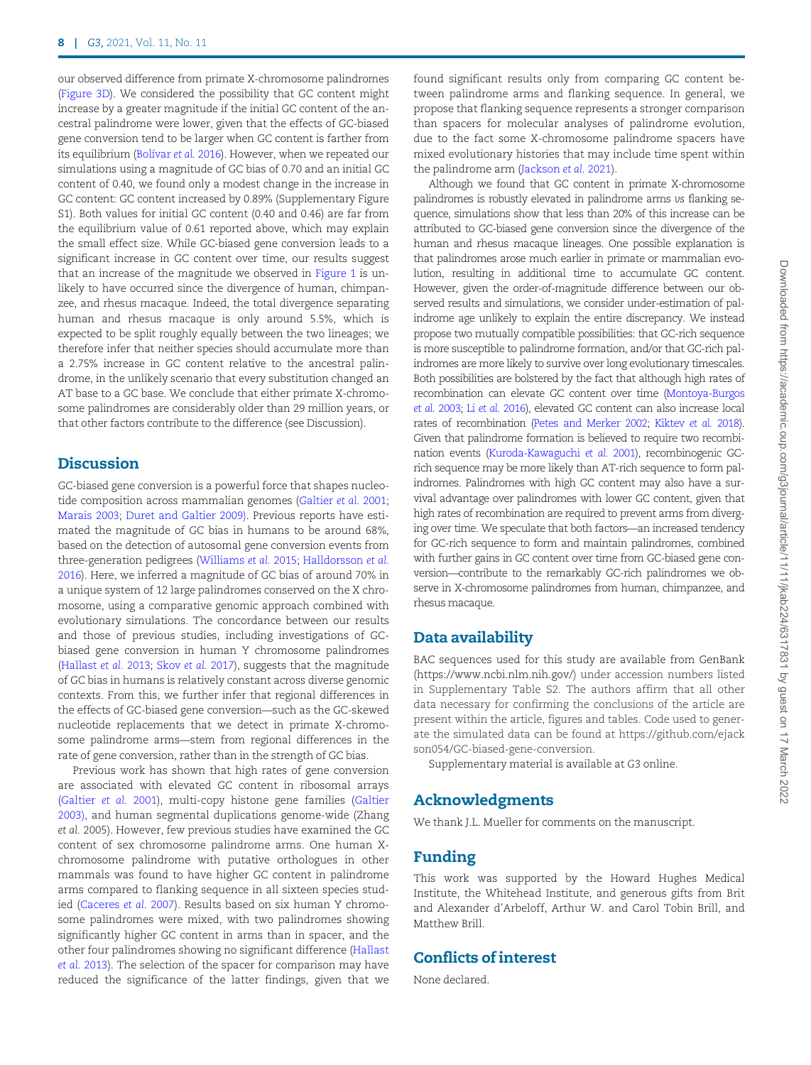our observed difference from primate X-chromosome palindromes (Figure 3D). We considered the possibility that GC content might increase by a greater magnitude if the initial GC content of the ancestral palindrome were lower, given that the effects of GC-biased gene conversion tend to be larger when GC content is farther from its equilibrium (Bolívar *et al.* 2016). However, when we repeated our simulations using a magnitude of GC bias of 0.70 and an initial GC content of 0.40, we found only a modest change in the increase in GC content: GC content increased by 0.89% (Supplementary Figure S1). Both values for initial GC content (0.40 and 0.46) are far from the equilibrium value of 0.61 reported above, which may explain the small effect size. While GC-biased gene conversion leads to a significant increase in GC content over time, our results suggest that an increase of the magnitude we observed in Figure 1 is unlikely to have occurred since the divergence of human, chimpanzee, and rhesus macaque. Indeed, the total divergence separating human and rhesus macaque is only around 5.5%, which is expected to be split roughly equally between the two lineages; we therefore infer that neither species should accumulate more than a 2.75% increase in GC content relative to the ancestral palindrome, in the unlikely scenario that every substitution changed an AT base to a GC base. We conclude that either primate X-chromosome palindromes are considerably older than 29 million years, or that other factors contribute to the difference (see Discussion).

## Discussion

GC-biased gene conversion is a powerful force that shapes nucleotide composition across mammalian genomes (Galtier *et al.* 2001; Marais 2003; Duret and Galtier 2009). Previous reports have estimated the magnitude of GC bias in humans to be around 68%, based on the detection of autosomal gene conversion events from three-generation pedigrees (Williams *et al.* 2015; Halldorsson *et al.* 2016). Here, we inferred a magnitude of GC bias of around 70% in a unique system of 12 large palindromes conserved on the X chromosome, using a comparative genomic approach combined with evolutionary simulations. The concordance between our results and those of previous studies, including investigations of GC-biased gene conversion in human Y chromosome palindromes (Hallast *et al.* 2013; Skov *et al.* 2017), suggests that the magnitude of GC bias in humans is relatively constant across diverse genomic contexts. From this, we further infer that regional differences in the effects of GC-biased gene conversion—such as the GC-skewed nucleotide replacements that we detect in primate X-chromosome palindrome arms—stem from regional differences in the rate of gene conversion, rather than in the strength of GC bias.

Previous work has shown that high rates of gene conversion are associated with elevated GC content in ribosomal arrays (Galtier *et al.* 2001), multi-copy histone gene families (Galtier 2003), and human segmental duplications genome-wide (Zhang *et al.* 2005). However, few previous studies have examined the GC content of sex chromosome palindrome arms. One human X-chromosome palindrome with putative orthologues in other mammals was found to have higher GC content in palindrome arms compared to flanking sequence in all sixteen species studied (Caceres *et al.* 2007). Results based on six human Y chromosome palindromes were mixed, with two palindromes showing significantly higher GC content in arms than in spacer, and the other four palindromes showing no significant difference (Hallast *et al.* 2013). The selection of the spacer for comparison may have reduced the significance of the latter findings, given that we found significant results only from comparing GC content between palindrome arms and flanking sequence. In general, we propose that flanking sequence represents a stronger comparison than spacers for molecular analyses of palindrome evolution, due to the fact some X-chromosome palindrome spacers have mixed evolutionary histories that may include time spent within the palindrome arm (Jackson *et al.* 2021).

Although we found that GC content in primate X-chromosome palindromes is robustly elevated in palindrome arms *vs* flanking sequence, simulations show that less than 20% of this increase can be attributed to GC-biased gene conversion since the divergence of the human and rhesus macaque lineages. One possible explanation is that palindromes arose much earlier in primate or mammalian evolution, resulting in additional time to accumulate GC content. However, given the order-of-magnitude difference between our observed results and simulations, we consider under-estimation of palindrome age unlikely to explain the entire discrepancy. We instead propose two mutually compatible possibilities: that GC-rich sequence is more susceptible to palindrome formation, and/or that GC-rich palindromes are more likely to survive over long evolutionary timescales. Both possibilities are bolstered by the fact that although high rates of recombination can elevate GC content over time (Montoya-Burgos *et al.* 2003; Li *et al.* 2016), elevated GC content can also increase local rates of recombination (Petes and Merker 2002; Kiktev *et al.* 2018). Given that palindrome formation is believed to require two recombination events (Kuroda-Kawaguchi *et al.* 2001), recombinogenic GC-rich sequence may be more likely than AT-rich sequence to form palindromes. Palindromes with high GC content may also have a survival advantage over palindromes with lower GC content, given that high rates of recombination are required to prevent arms from diverging over time. We speculate that both factors—an increased tendency for GC-rich sequence to form and maintain palindromes, combined with further gains in GC content over time from GC-biased gene conversion—contribute to the remarkably GC-rich palindromes we observe in X-chromosome palindromes from human, chimpanzee, and rhesus macaque.

## Data availability

BAC sequences used for this study are available from GenBank (https://www.ncbi.nlm.nih.gov/) under accession numbers listed in Supplementary Table S2. The authors affirm that all other data necessary for confirming the conclusions of the article are present within the article, figures and tables. Code used to generate the simulated data can be found at https://github.com/ejackson054/GC-biased-gene-conversion.

Supplementary material is available at *G3* online.

## Acknowledgments

We thank J.L. Mueller for comments on the manuscript.

## Funding

This work was supported by the Howard Hughes Medical Institute, the Whitehead Institute, and generous gifts from Brit and Alexander d'Arbeloff, Arthur W. and Carol Tobin Brill, and Matthew Brill.

## Conflicts of interest

None declared.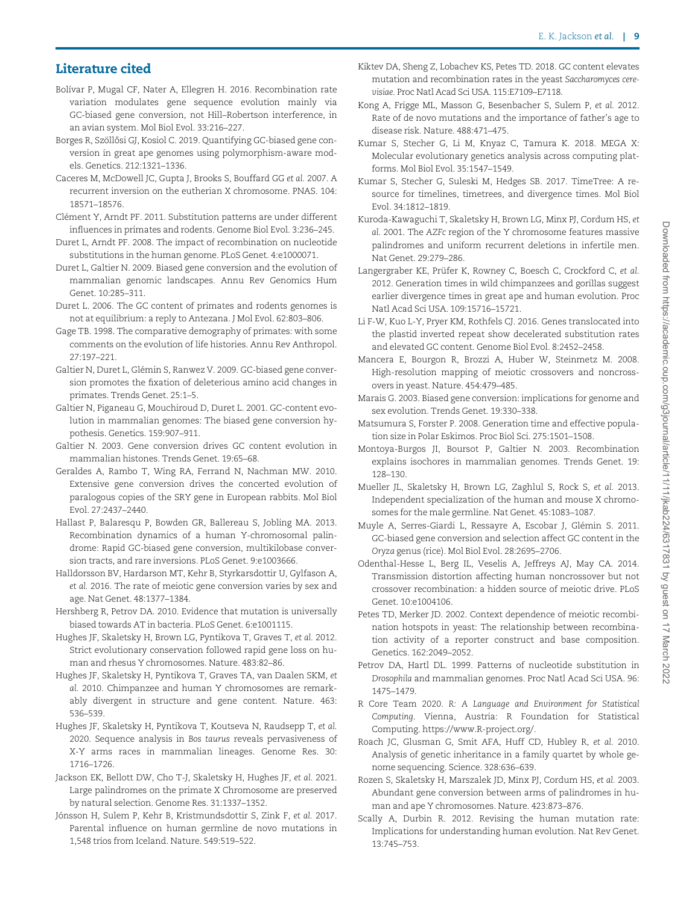## Literature cited

Bolívar P, Mugal CF, Nater A, Ellegren H. 2016. Recombination rate variation modulates gene sequence evolution mainly via GC-biased gene conversion, not Hill–Robertson interference, in an avian system. Mol Biol Evol. 33:216–227.

Borges R, Szöllősi GJ, Kosiol C. 2019. Quantifying GC-biased gene conversion in great ape genomes using polymorphism-aware models. Genetics. 212:1321–1336.

Caceres M, McDowell JC, Gupta J, Brooks S, Bouffard GG *et al.* 2007. A recurrent inversion on the eutherian X chromosome. PNAS. 104: 18571–18576.

Clément Y, Arndt PF. 2011. Substitution patterns are under different influences in primates and rodents. Genome Biol Evol. 3:236–245.

Duret L, Arndt PF. 2008. The impact of recombination on nucleotide substitutions in the human genome. PLoS Genet. 4:e1000071.

Duret L, Galtier N. 2009. Biased gene conversion and the evolution of mammalian genomic landscapes. Annu Rev Genomics Hum Genet. 10:285–311.

Duret L. 2006. The GC content of primates and rodents genomes is not at equilibrium: a reply to Antezana. J Mol Evol. 62:803–806.

Gage TB. 1998. The comparative demography of primates: with some comments on the evolution of life histories. Annu Rev Anthropol. 27:197–221.

Galtier N, Duret L, Glémin S, Ranwez V. 2009. GC-biased gene conversion promotes the fixation of deleterious amino acid changes in primates. Trends Genet. 25:1–5.

Galtier N, Piganeau G, Mouchiroud D, Duret L. 2001. GC-content evolution in mammalian genomes: The biased gene conversion hypothesis. Genetics. 159:907–911.

Galtier N. 2003. Gene conversion drives GC content evolution in mammalian histones. Trends Genet. 19:65–68.

Geraldes A, Rambo T, Wing RA, Ferrand N, Nachman MW. 2010. Extensive gene conversion drives the concerted evolution of paralogous copies of the SRY gene in European rabbits. Mol Biol Evol. 27:2437–2440.

Hallast P, Balaresqu P, Bowden GR, Ballereau S, Jobling MA. 2013. Recombination dynamics of a human Y-chromosomal palindrome: Rapid GC-biased gene conversion, multikilobase conversion tracts, and rare inversions. PLoS Genet. 9:e1003666.

Halldorsson BV, Hardarson MT, Kehr B, Styrkarsdottir U, Gylfason A, *et al.* 2016. The rate of meiotic gene conversion varies by sex and age. Nat Genet. 48:1377–1384.

Hershberg R, Petrov DA. 2010. Evidence that mutation is universally biased towards AT in bacteria. PLoS Genet. 6:e1001115.

Hughes JF, Skaletsky H, Brown LG, Pyntikova T, Graves T, *et al.* 2012. Strict evolutionary conservation followed rapid gene loss on human and rhesus Y chromosomes. Nature. 483:82–86.

Hughes JF, Skaletsky H, Pyntikova T, Graves TA, van Daalen SKM, *et al.* 2010. Chimpanzee and human Y chromosomes are remarkably divergent in structure and gene content. Nature. 463: 536–539.

Hughes JF, Skaletsky H, Pyntikova T, Koutseva N, Raudsepp T, *et al.* 2020. Sequence analysis in *Bos taurus* reveals pervasiveness of X-Y arms races in mammalian lineages. Genome Res. 30: 1716–1726.

Jackson EK, Bellott DW, Cho T-J, Skaletsky H, Hughes JF, *et al.* 2021. Large palindromes on the primate X Chromosome are preserved by natural selection. Genome Res. 31:1337–1352.

Jónsson H, Sulem P, Kehr B, Kristmundsdottir S, Zink F, *et al.* 2017. Parental influence on human germline de novo mutations in 1,548 trios from Iceland. Nature. 549:519–522.

Kiktev DA, Sheng Z, Lobachev KS, Petes TD. 2018. GC content elevates mutation and recombination rates in the yeast *Saccharomyces cerevisiae*. Proc Natl Acad Sci USA. 115:E7109–E7118.

Kong A, Frigge ML, Masson G, Besenbacher S, Sulem P, *et al.* 2012. Rate of de novo mutations and the importance of father's age to disease risk. Nature. 488:471–475.

Kumar S, Stecher G, Li M, Knyaz C, Tamura K. 2018. MEGA X: Molecular evolutionary genetics analysis across computing platforms. Mol Biol Evol. 35:1547–1549.

Kumar S, Stecher G, Suleski M, Hedges SB. 2017. TimeTree: A resource for timelines, timetrees, and divergence times. Mol Biol Evol. 34:1812–1819.

Kuroda-Kawaguchi T, Skaletsky H, Brown LG, Minx PJ, Cordum HS, *et al.* 2001. The *AZFc* region of the Y chromosome features massive palindromes and uniform recurrent deletions in infertile men. Nat Genet. 29:279–286.

Langergraber KE, Prüfer K, Rowney C, Boesch C, Crockford C, *et al.* 2012. Generation times in wild chimpanzees and gorillas suggest earlier divergence times in great ape and human evolution. Proc Natl Acad Sci USA. 109:15716–15721.

Li F-W, Kuo L-Y, Pryer KM, Rothfels CJ. 2016. Genes translocated into the plastid inverted repeat show decelerated substitution rates and elevated GC content. Genome Biol Evol. 8:2452–2458.

Mancera E, Bourgon R, Brozzi A, Huber W, Steinmetz M. 2008. High-resolution mapping of meiotic crossovers and noncrossovers in yeast. Nature. 454:479–485.

Marais G. 2003. Biased gene conversion: implications for genome and sex evolution. Trends Genet. 19:330–338.

Matsumura S, Forster P. 2008. Generation time and effective population size in Polar Eskimos. Proc Biol Sci. 275:1501–1508.

Montoya-Burgos JI, Boursot P, Galtier N. 2003. Recombination explains isochores in mammalian genomes. Trends Genet. 19: 128–130.

Mueller JL, Skaletsky H, Brown LG, Zaghlul S, Rock S, *et al.* 2013. Independent specialization of the human and mouse X chromosomes for the male germline. Nat Genet. 45:1083–1087.

Muyle A, Serres-Giardi L, Ressayre A, Escobar J, Glémin S. 2011. GC-biased gene conversion and selection affect GC content in the *Oryza* genus (rice). Mol Biol Evol. 28:2695–2706.

Odenthal-Hesse L, Berg IL, Veselis A, Jeffreys AJ, May CA. 2014. Transmission distortion affecting human noncrossover but not crossover recombination: a hidden source of meiotic drive. PLoS Genet. 10:e1004106.

Petes TD, Merker JD. 2002. Context dependence of meiotic recombination hotspots in yeast: The relationship between recombination activity of a reporter construct and base composition. Genetics. 162:2049–2052.

Petrov DA, Hartl DL. 1999. Patterns of nucleotide substitution in *Drosophila* and mammalian genomes. Proc Natl Acad Sci USA. 96: 1475–1479.

R Core Team 2020. *R: A Language and Environment for Statistical Computing*. Vienna, Austria: R Foundation for Statistical Computing. https://www.R-project.org/.

Roach JC, Glusman G, Smit AFA, Huff CD, Hubley R, *et al.* 2010. Analysis of genetic inheritance in a family quartet by whole genome sequencing. Science. 328:636–639.

Rozen S, Skaletsky H, Marszalek JD, Minx PJ, Cordum HS, *et al.* 2003. Abundant gene conversion between arms of palindromes in human and ape Y chromosomes. Nature. 423:873–876.

Scally A, Durbin R. 2012. Revising the human mutation rate: Implications for understanding human evolution. Nat Rev Genet. 13:745–753.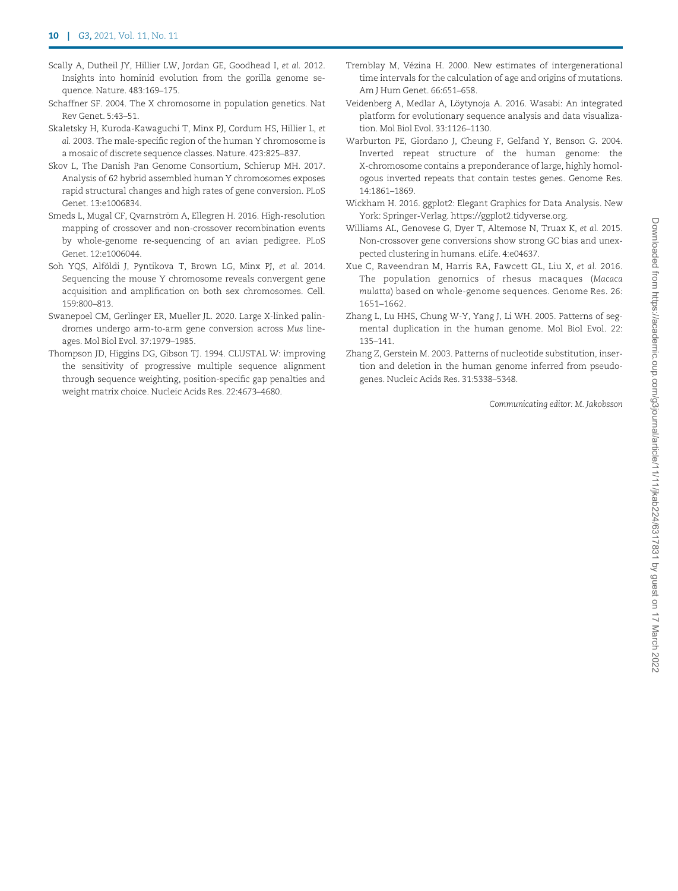Scally A, Dutheil JY, Hillier LW, Jordan GE, Goodhead I, *et al.* 2012. Insights into hominid evolution from the gorilla genome sequence. Nature. 483:169–175.

Schaffner SF. 2004. The X chromosome in population genetics. Nat Rev Genet. 5:43–51.

Skaletsky H, Kuroda-Kawaguchi T, Minx PJ, Cordum HS, Hillier L, *et al.* 2003. The male-specific region of the human Y chromosome is a mosaic of discrete sequence classes. Nature. 423:825–837.

Skov L, The Danish Pan Genome Consortium, Schierup MH. 2017. Analysis of 62 hybrid assembled human Y chromosomes exposes rapid structural changes and high rates of gene conversion. PLoS Genet. 13:e1006834.

Smeds L, Mugal CF, Qvarnström A, Ellegren H. 2016. High-resolution mapping of crossover and non-crossover recombination events by whole-genome re-sequencing of an avian pedigree. PLoS Genet. 12:e1006044.

Soh YQS, Alföldi J, Pyntikova T, Brown LG, Minx PJ, *et al.* 2014. Sequencing the mouse Y chromosome reveals convergent gene acquisition and amplification on both sex chromosomes. Cell. 159:800–813.

Swanepoel CM, Gerlinger ER, Mueller JL. 2020. Large X-linked palindromes undergo arm-to-arm gene conversion across *Mus* lineages. Mol Biol Evol. 37:1979–1985.

Thompson JD, Higgins DG, Gibson TJ. 1994. CLUSTAL W: improving the sensitivity of progressive multiple sequence alignment through sequence weighting, position-specific gap penalties and weight matrix choice. Nucleic Acids Res. 22:4673–4680.

Tremblay M, Vézina H. 2000. New estimates of intergenerational time intervals for the calculation of age and origins of mutations. Am J Hum Genet. 66:651–658.

Veidenberg A, Medlar A, Löytynoja A. 2016. Wasabi: An integrated platform for evolutionary sequence analysis and data visualization. Mol Biol Evol. 33:1126–1130.

Warburton PE, Giordano J, Cheung F, Gelfand Y, Benson G. 2004. Inverted repeat structure of the human genome: the X-chromosome contains a preponderance of large, highly homologous inverted repeats that contain testes genes. Genome Res. 14:1861–1869.

Wickham H. 2016. ggplot2: Elegant Graphics for Data Analysis. New York: Springer-Verlag. https://ggplot2.tidyverse.org.

Williams AL, Genovese G, Dyer T, Altemose N, Truax K, *et al.* 2015. Non-crossover gene conversions show strong GC bias and unexpected clustering in humans. eLife. 4:e04637.

Xue C, Raveendran M, Harris RA, Fawcett GL, Liu X, *et al.* 2016. The population genomics of rhesus macaques (*Macaca mulatta*) based on whole-genome sequences. Genome Res. 26: 1651–1662.

Zhang L, Lu HHS, Chung W-Y, Yang J, Li WH. 2005. Patterns of segmental duplication in the human genome. Mol Biol Evol. 22: 135–141.

Zhang Z, Gerstein M. 2003. Patterns of nucleotide substitution, insertion and deletion in the human genome inferred from pseudogenes. Nucleic Acids Res. 31:5338–5348.

*Communicating editor: M. Jakobsson*